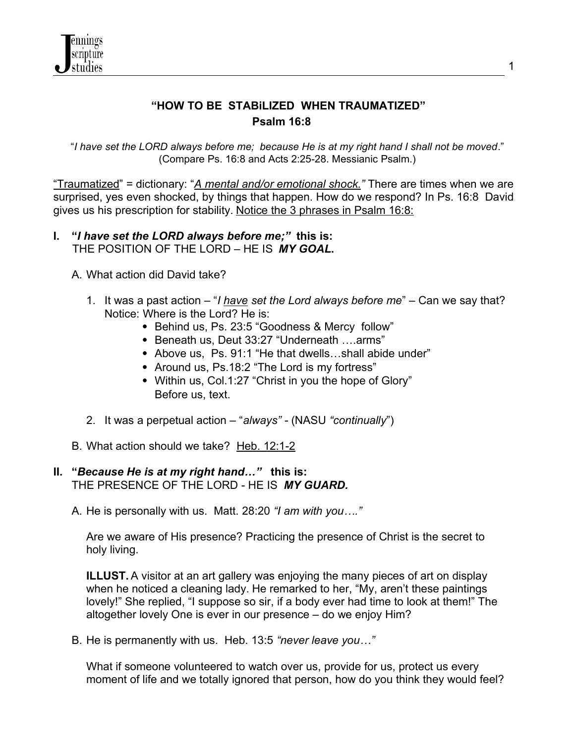## "HOW TO BE STABiLIZED WHEN TRAUMATIZED"
## Psalm 16:8

"*I have set the LORD always before me; because He is at my right hand I shall not be moved*."
(Compare Ps. 16:8 and Acts 2:25-28. Messianic Psalm.)

<u>"Traumatized"</u> = dictionary: "*<u>A mental and/or emotional shock.</u>*" There are times when we are surprised, yes even shocked, by things that happen. How do we respond? In Ps. 16:8 David gives us his prescription for stability. <u>Notice the 3 phrases in Psalm 16:8:</u>

**I. "*I have set the LORD always before me;*" this is:**
THE POSITION OF THE LORD – HE IS ***MY GOAL*.**

A. What action did David take?

1. It was a past action – "*I <u>have</u> set the Lord always before me*" – Can we say that? Notice: Where is the Lord? He is:
   - Behind us, Ps. 23:5 "Goodness & Mercy follow"
   - Beneath us, Deut 33:27 "Underneath ….arms"
   - Above us, Ps. 91:1 "He that dwells…shall abide under"
   - Around us, Ps.18:2 "The Lord is my fortress"
   - Within us, Col.1:27 "Christ in you the hope of Glory"
     Before us, text.

2. It was a perpetual action – "*always*" - (NASU *"continually*")

B. What action should we take? <u>Heb. 12:1-2</u>

**II. "*Because He is at my right hand…*" this is:**
THE PRESENCE OF THE LORD - HE IS ***MY GUARD.***

A. He is personally with us. Matt. 28:20 *"I am with you…."*

Are we aware of His presence? Practicing the presence of Christ is the secret to holy living.

**ILLUST.** A visitor at an art gallery was enjoying the many pieces of art on display when he noticed a cleaning lady. He remarked to her, "My, aren't these paintings lovely!" She replied, "I suppose so sir, if a body ever had time to look at them!" The altogether lovely One is ever in our presence – do we enjoy Him?

B. He is permanently with us. Heb. 13:5 *"never leave you…"*

What if someone volunteered to watch over us, provide for us, protect us every moment of life and we totally ignored that person, how do you think they would feel?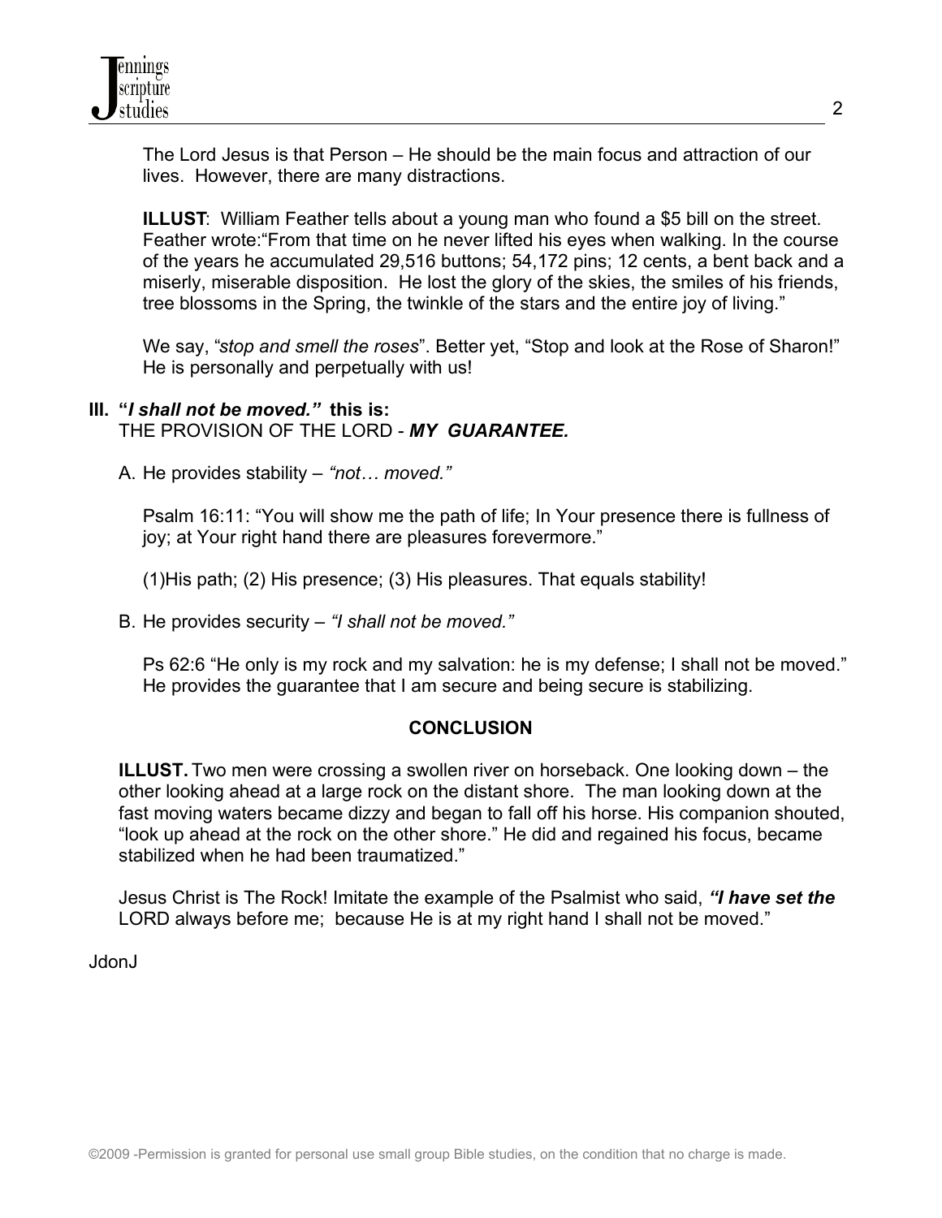The Lord Jesus is that Person – He should be the main focus and attraction of our lives. However, there are many distractions.

**ILLUST**: William Feather tells about a young man who found a $5 bill on the street. Feather wrote:"From that time on he never lifted his eyes when walking. In the course of the years he accumulated 29,516 buttons; 54,172 pins; 12 cents, a bent back and a miserly, miserable disposition. He lost the glory of the skies, the smiles of his friends, tree blossoms in the Spring, the twinkle of the stars and the entire joy of living."

We say, "*stop and smell the roses*". Better yet, "Stop and look at the Rose of Sharon!" He is personally and perpetually with us!

**III. "*I shall not be moved.*" this is:**
THE PROVISION OF THE LORD - ***MY GUARANTEE.***

A. He provides stability – *"not… moved."*

Psalm 16:11: "You will show me the path of life; In Your presence there is fullness of joy; at Your right hand there are pleasures forevermore."

(1)His path; (2) His presence; (3) His pleasures. That equals stability!

B. He provides security – *"I shall not be moved."*

Ps 62:6 "He only is my rock and my salvation: he is my defense; I shall not be moved." He provides the guarantee that I am secure and being secure is stabilizing.

**CONCLUSION**

**ILLUST.** Two men were crossing a swollen river on horseback. One looking down – the other looking ahead at a large rock on the distant shore. The man looking down at the fast moving waters became dizzy and began to fall off his horse. His companion shouted, "look up ahead at the rock on the other shore." He did and regained his focus, became stabilized when he had been traumatized."

Jesus Christ is The Rock! Imitate the example of the Psalmist who said, ***"I have set the*** LORD always before me; because He is at my right hand I shall not be moved."

JdonJ

©2009 -Permission is granted for personal use small group Bible studies, on the condition that no charge is made.